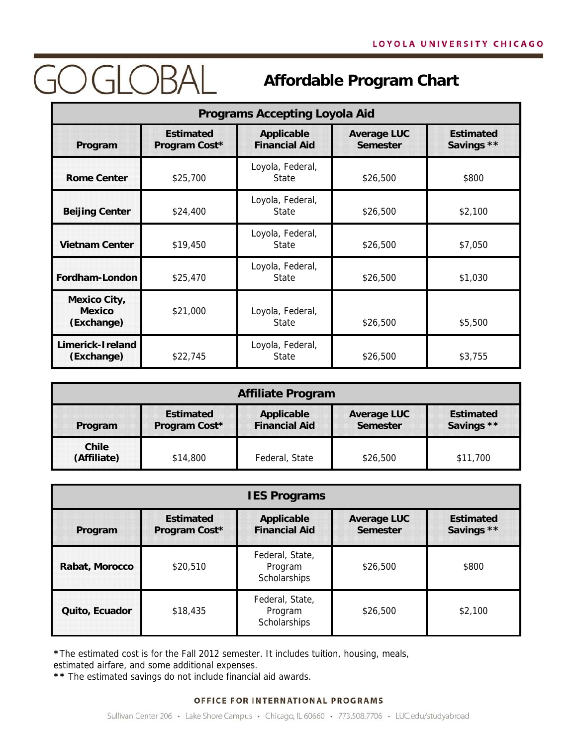LOYOLA UNIVERSITY CHICAGO

# GO GLOBAL

## Affordable Program Chart

| Programs Accepting Loyola Aid | | | | |
|---|---|---|---|---|
| **Program** | **Estimated Program Cost*** | **Applicable Financial Aid** | **Average LUC Semester** | **Estimated Savings **** |
| **Rome Center** | $25,700 | Loyola, Federal, State | $26,500 | $800 |
| **Beijing Center** | $24,400 | Loyola, Federal, State | $26,500 | $2,100 |
| **Vietnam Center** | $19,450 | Loyola, Federal, State | $26,500 | $7,050 |
| **Fordham-London** | $25,470 | Loyola, Federal, State | $26,500 | $1,030 |
| **Mexico City, Mexico (Exchange)** | $21,000 | Loyola, Federal, State | $26,500 | $5,500 |
| **Limerick-Ireland (Exchange)** | $22,745 | Loyola, Federal, State | $26,500 | $3,755 |

| Affiliate Program | | | | |
|---|---|---|---|---|
| **Program** | **Estimated Program Cost*** | **Applicable Financial Aid** | **Average LUC Semester** | **Estimated Savings **** |
| **Chile (Affiliate)** | $14,800 | Federal, State | $26,500 | $11,700 |

| IES Programs | | | | |
|---|---|---|---|---|
| **Program** | **Estimated Program Cost*** | **Applicable Financial Aid** | **Average LUC Semester** | **Estimated Savings **** |
| **Rabat, Morocco** | $20,510 | Federal, State, Program Scholarships | $26,500 | $800 |
| **Quito, Ecuador** | $18,435 | Federal, State, Program Scholarships | $26,500 | $2,100 |

**\***The estimated cost is for the Fall 2012 semester. It includes tuition, housing, meals, estimated airfare, and some additional expenses.
**\*\*** The estimated savings do not include financial aid awards.

OFFICE FOR INTERNATIONAL PROGRAMS

Sullivan Center 206 · Lake Shore Campus · Chicago, IL 60660 · 773.508.7706 · LUC.edu/studyabroad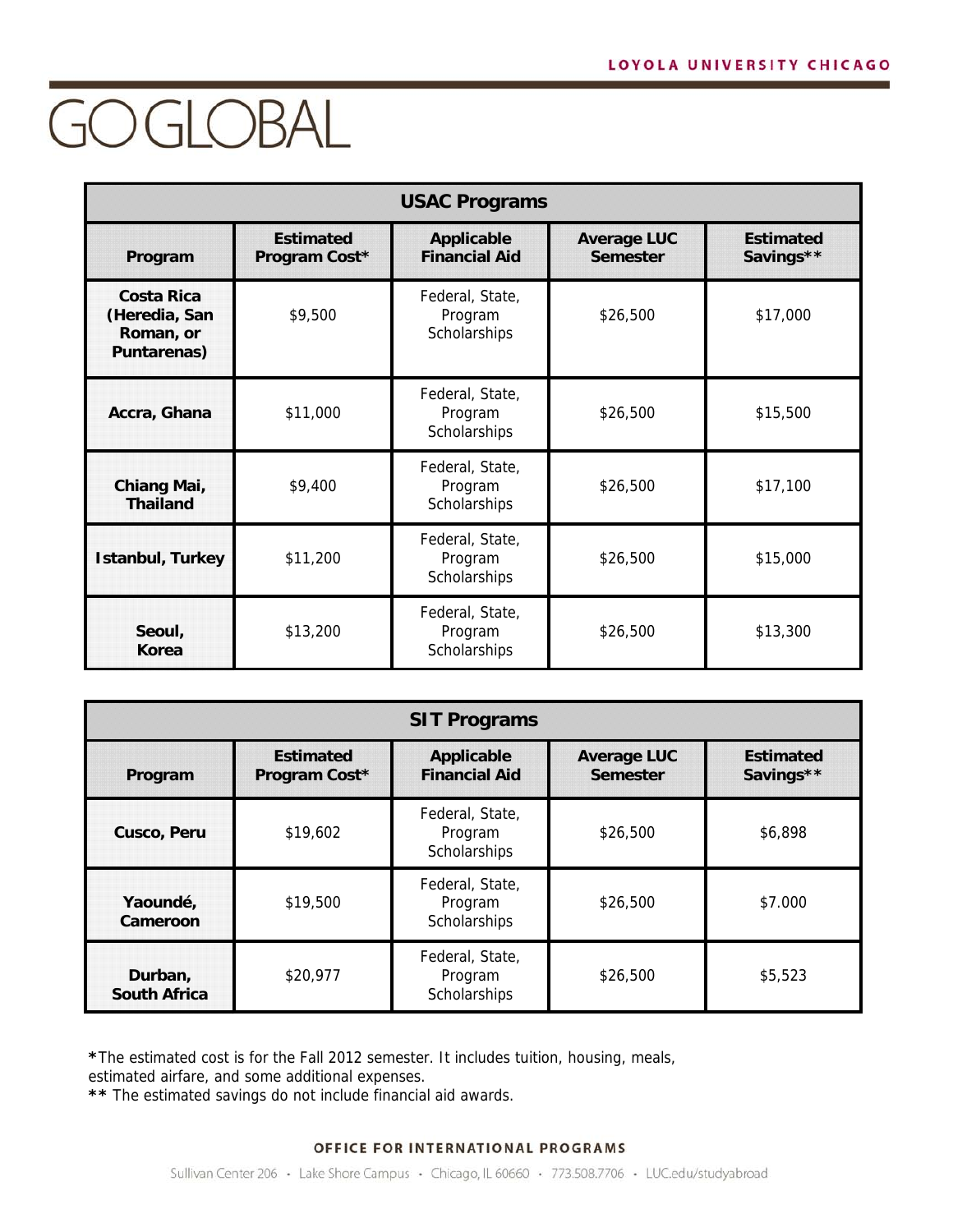# GO GLOBAL

| USAC Programs | | | | |
|---|---|---|---|---|
| **Program** | **Estimated Program Cost*** | **Applicable Financial Aid** | **Average LUC Semester** | **Estimated Savings**** |
| **Costa Rica (Heredia, San Roman, or Puntarenas)** | $9,500 | Federal, State, Program Scholarships | $26,500 | $17,000 |
| **Accra, Ghana** | $11,000 | Federal, State, Program Scholarships | $26,500 | $15,500 |
| **Chiang Mai, Thailand** | $9,400 | Federal, State, Program Scholarships | $26,500 | $17,100 |
| **Istanbul, Turkey** | $11,200 | Federal, State, Program Scholarships | $26,500 | $15,000 |
| **Seoul, Korea** | $13,200 | Federal, State, Program Scholarships | $26,500 | $13,300 |

| SIT Programs | | | | |
|---|---|---|---|---|
| **Program** | **Estimated Program Cost*** | **Applicable Financial Aid** | **Average LUC Semester** | **Estimated Savings**** |
| **Cusco, Peru** | $19,602 | Federal, State, Program Scholarships | $26,500 | $6,898 |
| **Yaoundé, Cameroon** | $19,500 | Federal, State, Program Scholarships | $26,500 | $7.000 |
| **Durban, South Africa** | $20,977 | Federal, State, Program Scholarships | $26,500 | $5,523 |

**\***The estimated cost is for the Fall 2012 semester. It includes tuition, housing, meals, estimated airfare, and some additional expenses.
**\*\*** The estimated savings do not include financial aid awards.

**OFFICE FOR INTERNATIONAL PROGRAMS**

Sullivan Center 206 · Lake Shore Campus · Chicago, IL 60660 · 773.508.7706 · LUC.edu/studyabroad